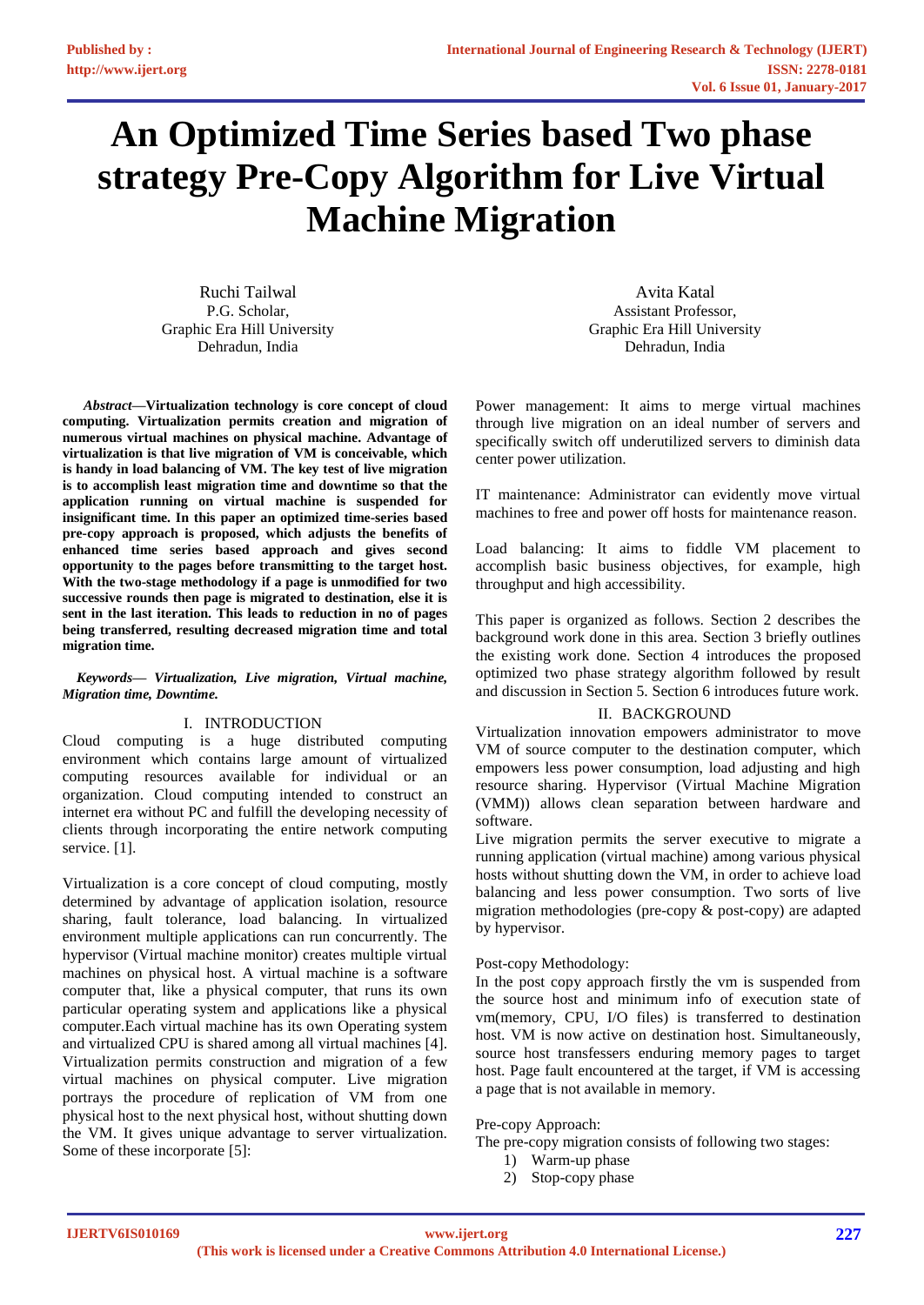# An Optimized Time Series based Two phase strategy Pre-Copy Algorithm for Live Virtual Machine Migration

Ruchi Tailwal
P.G. Scholar,
Graphic Era Hill University
Dehradun, India

Avita Katal
Assistant Professor,
Graphic Era Hill University
Dehradun, India

***Abstract*—Virtualization technology is core concept of cloud computing. Virtualization permits creation and migration of numerous virtual machines on physical machine. Advantage of virtualization is that live migration of VM is conceivable, which is handy in load balancing of VM. The key test of live migration is to accomplish least migration time and downtime so that the application running on virtual machine is suspended for insignificant time. In this paper an optimized time-series based pre-copy approach is proposed, which adjusts the benefits of enhanced time series based approach and gives second opportunity to the pages before transmitting to the target host. With the two-stage methodology if a page is unmodified for two successive rounds then page is migrated to destination, else it is sent in the last iteration. This leads to reduction in no of pages being transferred, resulting decreased migration time and total migration time.**

***Keywords— Virtualization, Live migration, Virtual machine, Migration time, Downtime.***

## I. INTRODUCTION

Cloud computing is a huge distributed computing environment which contains large amount of virtualized computing resources available for individual or an organization. Cloud computing intended to construct an internet era without PC and fulfill the developing necessity of clients through incorporating the entire network computing service. [1].

Virtualization is a core concept of cloud computing, mostly determined by advantage of application isolation, resource sharing, fault tolerance, load balancing. In virtualized environment multiple applications can run concurrently. The hypervisor (Virtual machine monitor) creates multiple virtual machines on physical host. A virtual machine is a software computer that, like a physical computer, that runs its own particular operating system and applications like a physical computer.Each virtual machine has its own Operating system and virtualized CPU is shared among all virtual machines [4]. Virtualization permits construction and migration of a few virtual machines on physical computer. Live migration portrays the procedure of replication of VM from one physical host to the next physical host, without shutting down the VM. It gives unique advantage to server virtualization. Some of these incorporate [5]:

Power management: It aims to merge virtual machines through live migration on an ideal number of servers and specifically switch off underutilized servers to diminish data center power utilization.

IT maintenance: Administrator can evidently move virtual machines to free and power off hosts for maintenance reason.

Load balancing: It aims to fiddle VM placement to accomplish basic business objectives, for example, high throughput and high accessibility.

This paper is organized as follows. Section 2 describes the background work done in this area. Section 3 briefly outlines the existing work done. Section 4 introduces the proposed optimized two phase strategy algorithm followed by result and discussion in Section 5. Section 6 introduces future work.

## II. BACKGROUND

Virtualization innovation empowers administrator to move VM of source computer to the destination computer, which empowers less power consumption, load adjusting and high resource sharing. Hypervisor (Virtual Machine Migration (VMM)) allows clean separation between hardware and software.

Live migration permits the server executive to migrate a running application (virtual machine) among various physical hosts without shutting down the VM, in order to achieve load balancing and less power consumption. Two sorts of live migration methodologies (pre-copy & post-copy) are adapted by hypervisor.

Post-copy Methodology:

In the post copy approach firstly the vm is suspended from the source host and minimum info of execution state of vm(memory, CPU, I/O files) is transferred to destination host. VM is now active on destination host. Simultaneously, source host transfessers enduring memory pages to target host. Page fault encountered at the target, if VM is accessing a page that is not available in memory.

Pre-copy Approach:

The pre-copy migration consists of following two stages:

1) Warm-up phase
2) Stop-copy phase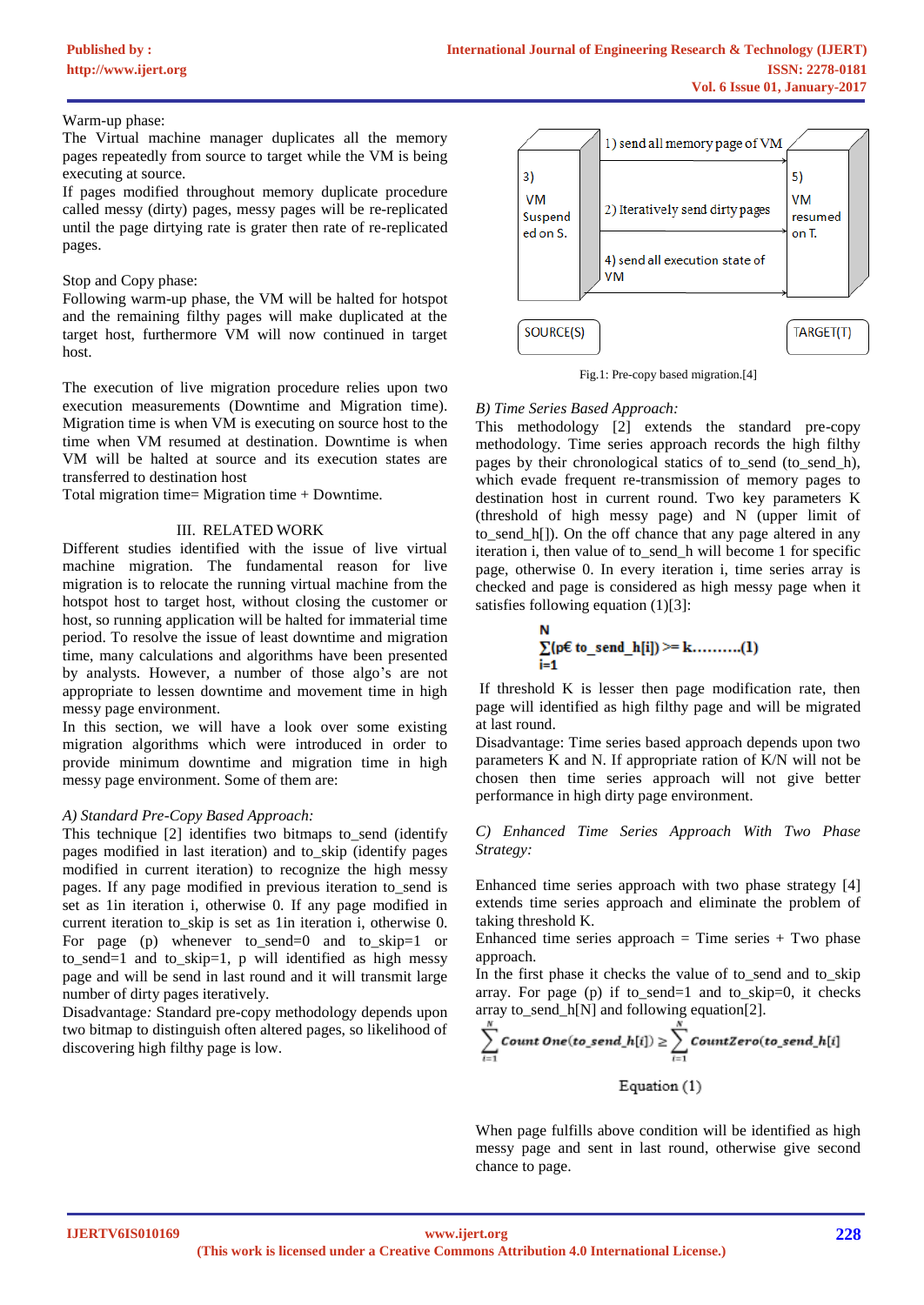Warm-up phase:

The Virtual machine manager duplicates all the memory pages repeatedly from source to target while the VM is being executing at source.

If pages modified throughout memory duplicate procedure called messy (dirty) pages, messy pages will be re-replicated until the page dirtying rate is grater then rate of re-replicated pages.

Stop and Copy phase:

Following warm-up phase, the VM will be halted for hotspot and the remaining filthy pages will make duplicated at the target host, furthermore VM will now continued in target host.

The execution of live migration procedure relies upon two execution measurements (Downtime and Migration time). Migration time is when VM is executing on source host to the time when VM resumed at destination. Downtime is when VM will be halted at source and its execution states are transferred to destination host

Total migration time= Migration time + Downtime.

## III. RELATED WORK

Different studies identified with the issue of live virtual machine migration. The fundamental reason for live migration is to relocate the running virtual machine from the hotspot host to target host, without closing the customer or host, so running application will be halted for immaterial time period. To resolve the issue of least downtime and migration time, many calculations and algorithms have been presented by analysts. However, a number of those algo's are not appropriate to lessen downtime and movement time in high messy page environment.

In this section, we will have a look over some existing migration algorithms which were introduced in order to provide minimum downtime and migration time in high messy page environment. Some of them are:

### *A) Standard Pre-Copy Based Approach:*

This technique [2] identifies two bitmaps to_send (identify pages modified in last iteration) and to_skip (identify pages modified in current iteration) to recognize the high messy pages. If any page modified in previous iteration to_send is set as 1in iteration i, otherwise 0. If any page modified in current iteration to_skip is set as 1in iteration i, otherwise 0. For page (p) whenever to_send=0 and to_skip=1 or to_send=1 and to_skip=1, p will identified as high messy page and will be send in last round and it will transmit large number of dirty pages iteratively.

Disadvantage*:* Standard pre-copy methodology depends upon two bitmap to distinguish often altered pages, so likelihood of discovering high filthy page is low.

| 3) VM Suspend ed on S. | 1) send all memory page of VM<br>2) Iteratively send dirty pages<br>4) send all execution state of VM | 5) VM resumed on T. |
|---|---|---|
| SOURCE(S) | | TARGET(T) |

Fig.1: Pre-copy based migration.[4]

### *B) Time Series Based Approach:*

This methodology [2] extends the standard pre-copy methodology. Time series approach records the high filthy pages by their chronological statics of to_send (to_send_h), which evade frequent re-transmission of memory pages to destination host in current round. Two key parameters K (threshold of high messy page) and N (upper limit of to_send_h[]). On the off chance that any page altered in any iteration i, then value of to_send_h will become 1 for specific page, otherwise 0. In every iteration i, time series array is checked and page is considered as high messy page when it satisfies following equation (1)[3]:

$$\sum_{i=1}^{N}(p \in to\_send\_h[i]) >= k \text{.........(1)}$$

If threshold K is lesser then page modification rate, then page will identified as high filthy page and will be migrated at last round.

Disadvantage: Time series based approach depends upon two parameters K and N. If appropriate ratio of K/N will not be chosen then time series approach will not give better performance in high dirty page environment.

### *C) Enhanced Time Series Approach With Two Phase Strategy:*

Enhanced time series approach with two phase strategy [4] extends time series approach and eliminate the problem of taking threshold K.

Enhanced time series approach = Time series + Two phase approach.

In the first phase it checks the value of to_send and to_skip array. For page (p) if to_send=1 and to_skip=0, it checks array to_send_h[N] and following equation[2].

$$\sum_{i=1}^{N} Count\ One(to\_send\_h[i]) \geq \sum_{i=1}^{N} CountZero(to\_send\_h[i])$$

Equation (1)

When page fulfills above condition will be identified as high messy page and sent in last round, otherwise give second chance to page.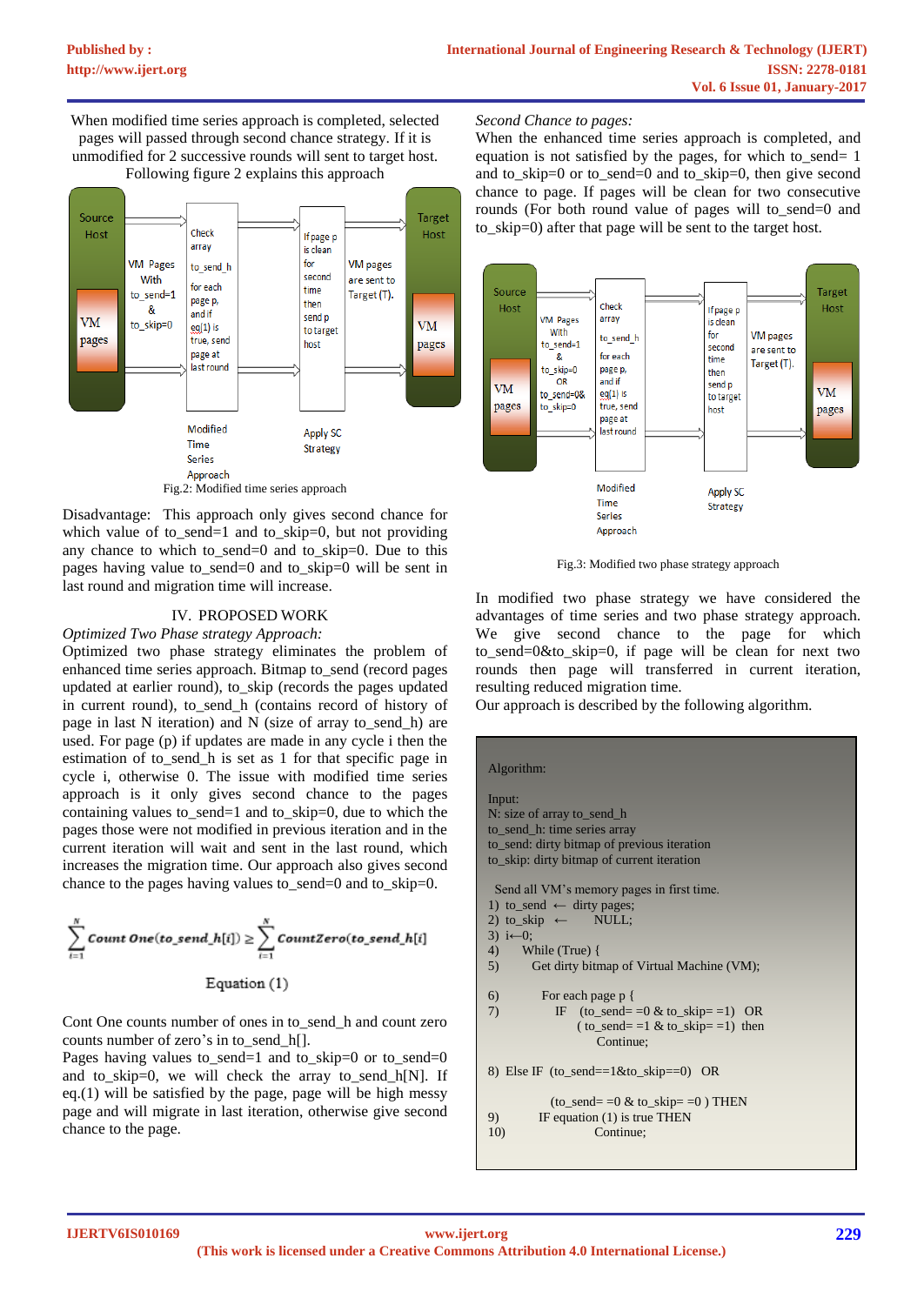When modified time series approach is completed, selected pages will passed through second chance strategy. If it is unmodified for 2 successive rounds will sent to target host. Following figure 2 explains this approach

Fig.2: Modified time series approach

Disadvantage: This approach only gives second chance for which value of to_send=1 and to_skip=0, but not providing any chance to which to_send=0 and to_skip=0. Due to this pages having value to_send=0 and to_skip=0 will be sent in last round and migration time will increase.

## IV. PROPOSED WORK

*Optimized Two Phase strategy Approach:*

Optimized two phase strategy eliminates the problem of enhanced time series approach. Bitmap to_send (record pages updated at earlier round), to_skip (records the pages updated in current round), to_send_h (contains record of history of page in last N iteration) and N (size of array to_send_h) are used. For page (p) if updates are made in any cycle i then the estimation of to_send_h is set as 1 for that specific page in cycle i, otherwise 0. The issue with modified time series approach is it only gives second chance to the pages containing values to_send=1 and to_skip=0, due to which the pages those were not modified in previous iteration and in the current iteration will wait and sent in the last round, which increases the migration time. Our approach also gives second chance to the pages having values to_send=0 and to_skip=0.

$$\sum_{i=1}^{N} \textit{Count One}(\textit{to\_send\_h}[i]) \geq \sum_{i=1}^{N} \textit{CountZero}(\textit{to\_send\_h}[i]$$

Equation (1)

Cont One counts number of ones in to_send_h and count zero counts number of zero's in to_send_h[].

Pages having values to_send=1 and to_skip=0 or to_send=0 and to_skip=0, we will check the array to_send_h[N]. If eq.(1) will be satisfied by the page, page will be high messy page and will migrate in last iteration, otherwise give second chance to the page.

*Second Chance to pages:*

When the enhanced time series approach is completed, and equation is not satisfied by the pages, for which to_send= 1 and to_skip=0 or to_send=0 and to_skip=0, then give second chance to page. If pages will be clean for two consecutive rounds (For both round value of pages will to_send=0 and to_skip=0) after that page will be sent to the target host.

Fig.3: Modified two phase strategy approach

In modified two phase strategy we have considered the advantages of time series and two phase strategy approach. We give second chance to the page for which to_send=0&to_skip=0, if page will be clean for next two rounds then page will transferred in current iteration, resulting reduced migration time.

Our approach is described by the following algorithm.

```
Algorithm:

Input:
N: size of array to_send_h
to_send_h: time series array
to_send: dirty bitmap of previous iteration
to_skip: dirty bitmap of current iteration

 Send all VM's memory pages in first time.
1) to_send ← dirty pages;
2) to_skip ←      NULL;
3) i←0;
4)      While (True) {
5)         Get dirty bitmap of Virtual Machine (VM);

6)            For each page p {
7)               IF   (to_send= =0 & to_skip= =1)  OR
                   ( to_send= =1 & to_skip= =1)  then
                        Continue;

8)  Else IF  (to_send==1&to_skip==0)   OR

                (to_send= =0 & to_skip= =0 ) THEN
9)          IF equation (1) is true THEN
10)                   Continue;
```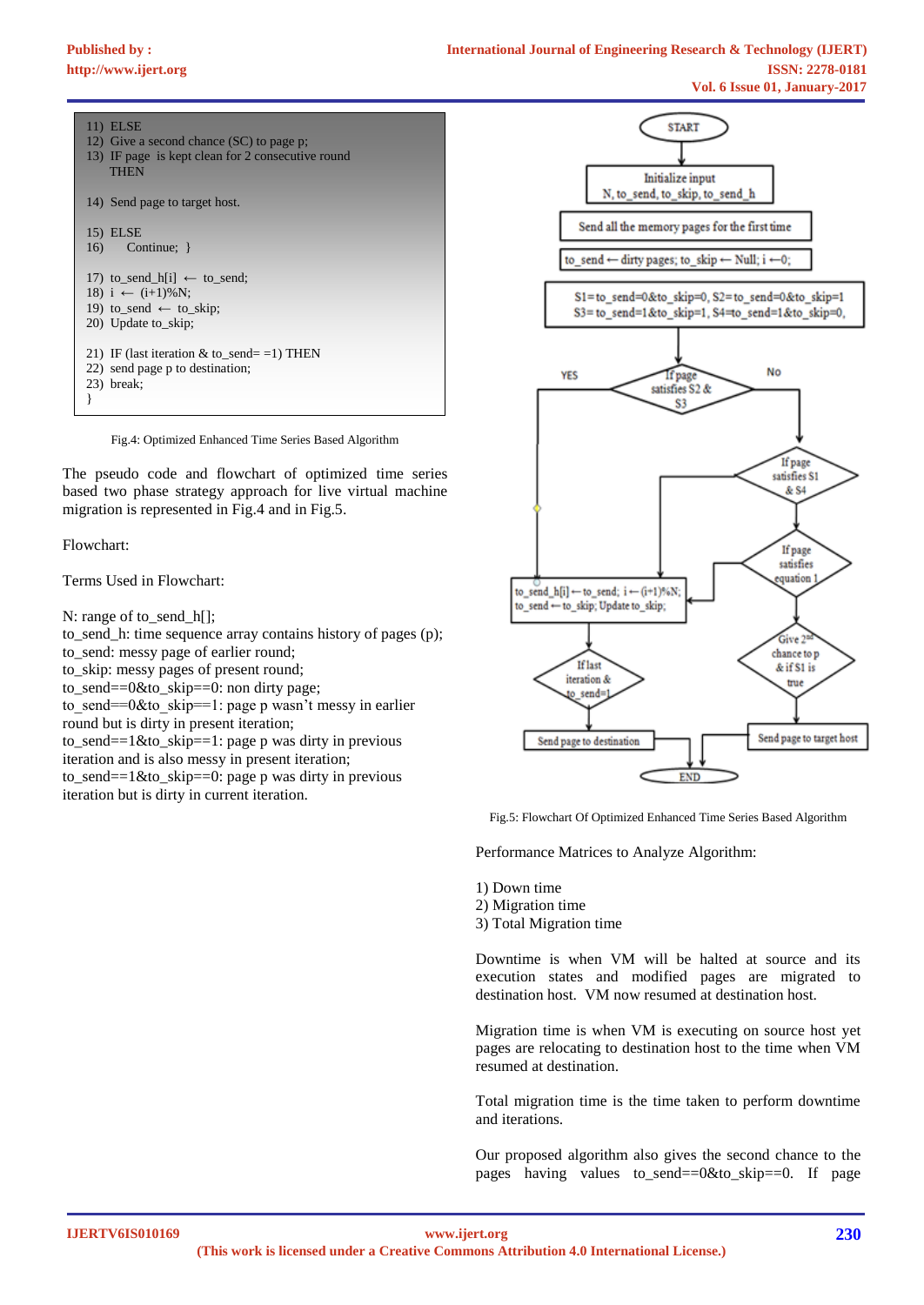```
11) ELSE
12) Give a second chance (SC) to page p;
13) IF page  is kept clean for 2 consecutive round
    THEN

14) Send page to target host.

15) ELSE
16)     Continue;  }

17) to_send_h[i] ← to_send;
18) i ← (i+1)%N;
19) to_send ← to_skip;
20) Update to_skip;

21) IF (last iteration & to_send= =1) THEN
22) send page p to destination;
23) break;
}
```

Fig.4: Optimized Enhanced Time Series Based Algorithm

The pseudo code and flowchart of optimized time series based two phase strategy approach for live virtual machine migration is represented in Fig.4 and in Fig.5.

Flowchart:

Terms Used in Flowchart:

N: range of to_send_h[];
to_send_h: time sequence array contains history of pages (p);
to_send: messy page of earlier round;
to_skip: messy pages of present round;
to_send==0&to_skip==0: non dirty page;
to_send==0&to_skip==1: page p wasn't messy in earlier round but is dirty in present iteration;
to_send==1&to_skip==1: page p was dirty in previous iteration and is also messy in present iteration;
to_send==1&to_skip==0: page p was dirty in previous iteration but is dirty in current iteration.

START
Initialize input N, to_send, to_skip, to_send_h
Send all the memory pages for the first time
to_send ← dirty pages; to_skip ← Null; i ←0;
S1=to_send=0&to_skip=0, S2=to_send=0&to_skip=1
S3= to_send=1&to_skip=1, S4=to_send=1&to_skip=0,
If page satisfies S2 & S3 — YES / No
If page satisfies S1 & S4
If page satisfies equation 1
to_send_h[i] ←to_send; i ←(i+1)%N; to_send ←to_skip; Update to_skip;
Give 2nd chance to p & if S1 is true
If last iteration & to_send=1
Send page to destination
Send page to target host
END

Fig.5: Flowchart Of Optimized Enhanced Time Series Based Algorithm

Performance Matrices to Analyze Algorithm:

1) Down time
2) Migration time
3) Total Migration time

Downtime is when VM will be halted at source and its execution states and modified pages are migrated to destination host. VM now resumed at destination host.

Migration time is when VM is executing on source host yet pages are relocating to destination host to the time when VM resumed at destination.

Total migration time is the time taken to perform downtime and iterations.

Our proposed algorithm also gives the second chance to the pages having values to_send==0&to_skip==0. If page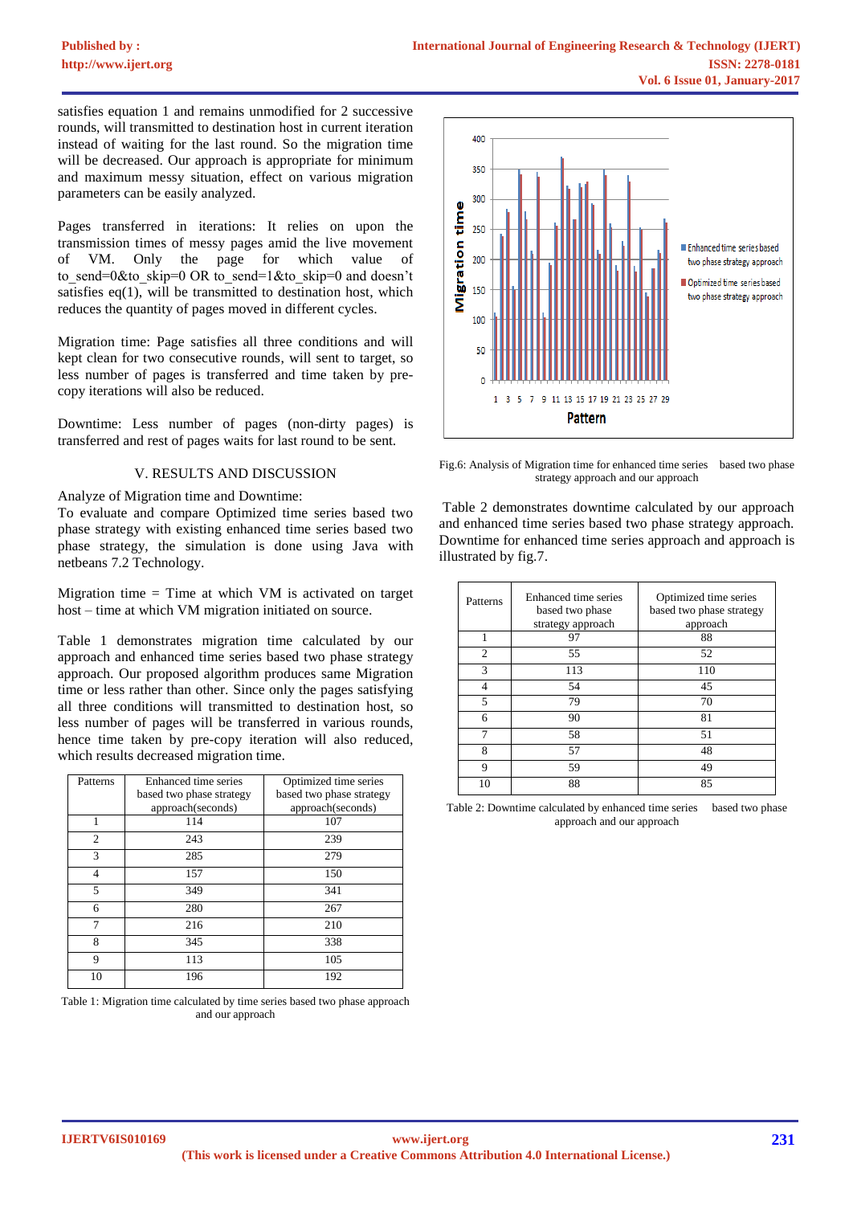satisfies equation 1 and remains unmodified for 2 successive rounds, will transmitted to destination host in current iteration instead of waiting for the last round. So the migration time will be decreased. Our approach is appropriate for minimum and maximum messy situation, effect on various migration parameters can be easily analyzed.

Pages transferred in iterations: It relies on upon the transmission times of messy pages amid the live movement of VM. Only the page for which value of to_send=0&to_skip=0 OR to_send=1&to_skip=0 and doesn't satisfies eq(1), will be transmitted to destination host, which reduces the quantity of pages moved in different cycles.

Migration time: Page satisfies all three conditions and will kept clean for two consecutive rounds, will sent to target, so less number of pages is transferred and time taken by pre-copy iterations will also be reduced.

Downtime: Less number of pages (non-dirty pages) is transferred and rest of pages waits for last round to be sent.

## V. RESULTS AND DISCUSSION

Analyze of Migration time and Downtime:
To evaluate and compare Optimized time series based two phase strategy with existing enhanced time series based two phase strategy, the simulation is done using Java with netbeans 7.2 Technology.

Migration time = Time at which VM is activated on target host – time at which VM migration initiated on source.

Table 1 demonstrates migration time calculated by our approach and enhanced time series based two phase strategy approach. Our proposed algorithm produces same Migration time or less rather than other. Since only the pages satisfying all three conditions will transmitted to destination host, so less number of pages will be transferred in various rounds, hence time taken by pre-copy iteration will also reduced, which results decreased migration time.

| Patterns | Enhanced time series based two phase strategy approach(seconds) | Optimized time series based two phase strategy approach(seconds) |
|---|---|---|
| 1 | 114 | 107 |
| 2 | 243 | 239 |
| 3 | 285 | 279 |
| 4 | 157 | 150 |
| 5 | 349 | 341 |
| 6 | 280 | 267 |
| 7 | 216 | 210 |
| 8 | 345 | 338 |
| 9 | 113 | 105 |
| 10 | 196 | 192 |

Table 1: Migration time calculated by time series based two phase approach and our approach

Fig.6: Analysis of Migration time for enhanced time series based two phase strategy approach and our approach

Table 2 demonstrates downtime calculated by our approach and enhanced time series based two phase strategy approach. Downtime for enhanced time series approach and approach is illustrated by fig.7.

| Patterns | Enhanced time series based two phase strategy approach | Optimized time series based two phase strategy approach |
|---|---|---|
| 1 | 97 | 88 |
| 2 | 55 | 52 |
| 3 | 113 | 110 |
| 4 | 54 | 45 |
| 5 | 79 | 70 |
| 6 | 90 | 81 |
| 7 | 58 | 51 |
| 8 | 57 | 48 |
| 9 | 59 | 49 |
| 10 | 88 | 85 |

Table 2: Downtime calculated by enhanced time series based two phase approach and our approach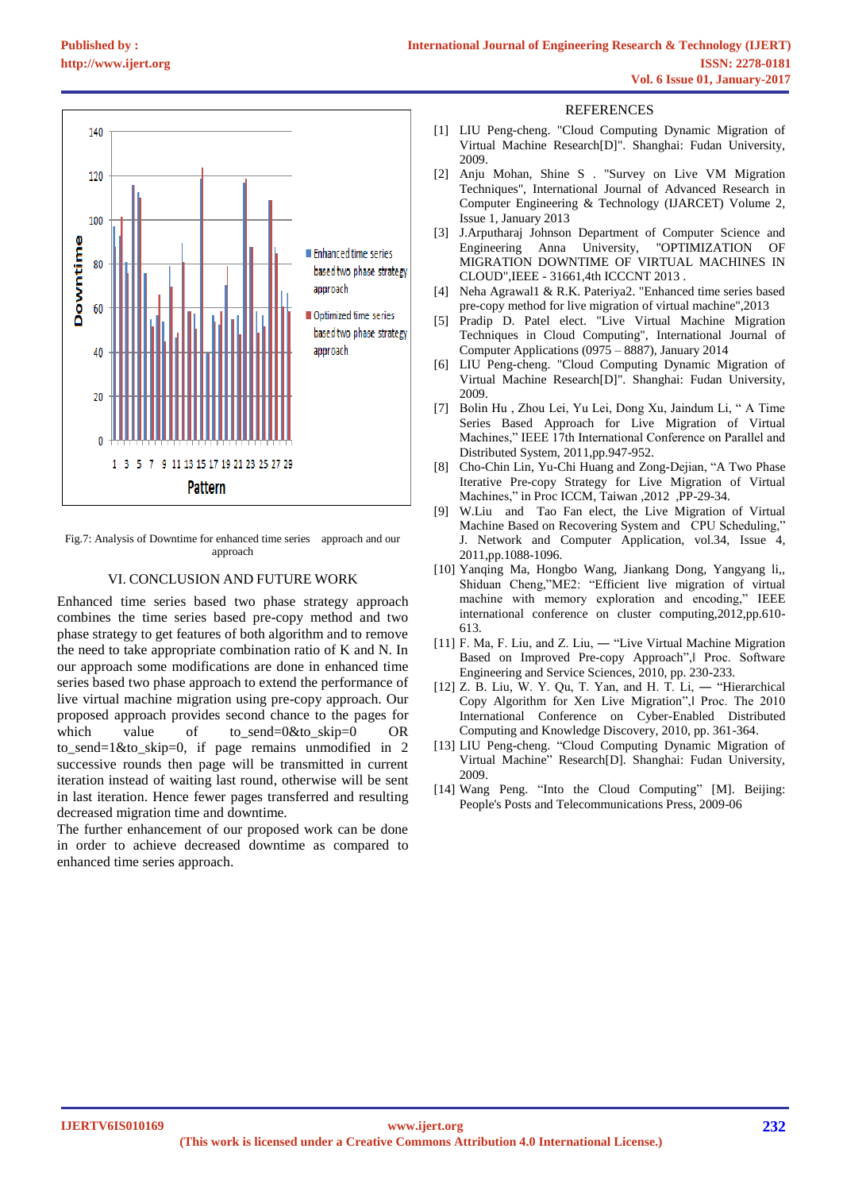140
120
100
80
60
40
20
0

Downtime

1 3 5 7 9 11 13 15 17 19 21 23 25 27 29

Pattern

Enhanced time series based two phase strategy approach

Optimized time series based two phase strategy approach

Fig.7: Analysis of Downtime for enhanced time series approach and our approach

## VI. CONCLUSION AND FUTURE WORK

Enhanced time series based two phase strategy approach combines the time series based pre-copy method and two phase strategy to get features of both algorithm and to remove the need to take appropriate combination ratio of K and N. In our approach some modifications are done in enhanced time series based two phase approach to extend the performance of live virtual machine migration using pre-copy approach. Our proposed approach provides second chance to the pages for which value of to_send=0&to_skip=0 OR to_send=1&to_skip=0, if page remains unmodified in 2 successive rounds then page will be transmitted in current iteration instead of waiting last round, otherwise will be sent in last iteration. Hence fewer pages transferred and resulting decreased migration time and downtime.

The further enhancement of our proposed work can be done in order to achieve decreased downtime as compared to enhanced time series approach.

## REFERENCES

[1] LIU Peng-cheng. "Cloud Computing Dynamic Migration of Virtual Machine Research[D]". Shanghai: Fudan University, 2009.

[2] Anju Mohan, Shine S . "Survey on Live VM Migration Techniques", International Journal of Advanced Research in Computer Engineering & Technology (IJARCET) Volume 2, Issue 1, January 2013

[3] J.Arputharaj Johnson Department of Computer Science and Engineering Anna University, "OPTIMIZATION OF MIGRATION DOWNTIME OF VIRTUAL MACHINES IN CLOUD",IEEE - 31661,4th ICCCNT 2013 .

[4] Neha Agrawal1 & R.K. Pateriya2. "Enhanced time series based pre-copy method for live migration of virtual machine",2013

[5] Pradip D. Patel elect. "Live Virtual Machine Migration Techniques in Cloud Computing", International Journal of Computer Applications (0975 – 8887), January 2014

[6] LIU Peng-cheng. "Cloud Computing Dynamic Migration of Virtual Machine Research[D]". Shanghai: Fudan University, 2009.

[7] Bolin Hu , Zhou Lei, Yu Lei, Dong Xu, Jaindum Li, " A Time Series Based Approach for Live Migration of Virtual Machines," IEEE 17th International Conference on Parallel and Distributed System, 2011,pp.947-952.

[8] Cho-Chin Lin, Yu-Chi Huang and Zong-Dejian, "A Two Phase Iterative Pre-copy Strategy for Live Migration of Virtual Machines," in Proc ICCM, Taiwan ,2012 ,PP-29-34.

[9] W.Liu and Tao Fan elect, the Live Migration of Virtual Machine Based on Recovering System and CPU Scheduling," J. Network and Computer Application, vol.34, Issue 4, 2011,pp.1088-1096.

[10] Yanqing Ma, Hongbo Wang, Jiankang Dong, Yangyang li,, Shiduan Cheng,"ME2: "Efficient live migration of virtual machine with memory exploration and encoding," IEEE international conference on cluster computing,2012,pp.610-613.

[11] F. Ma, F. Liu, and Z. Liu, ― "Live Virtual Machine Migration Based on Improved Pre-copy Approach",‖ Proc. Software Engineering and Service Sciences, 2010, pp. 230-233.

[12] Z. B. Liu, W. Y. Qu, T. Yan, and H. T. Li, ― "Hierarchical Copy Algorithm for Xen Live Migration",‖ Proc. The 2010 International Conference on Cyber-Enabled Distributed Computing and Knowledge Discovery, 2010, pp. 361-364.

[13] LIU Peng-cheng. "Cloud Computing Dynamic Migration of Virtual Machine" Research[D]. Shanghai: Fudan University, 2009.

[14] Wang Peng. "Into the Cloud Computing" [M]. Beijing: People's Posts and Telecommunications Press, 2009-06